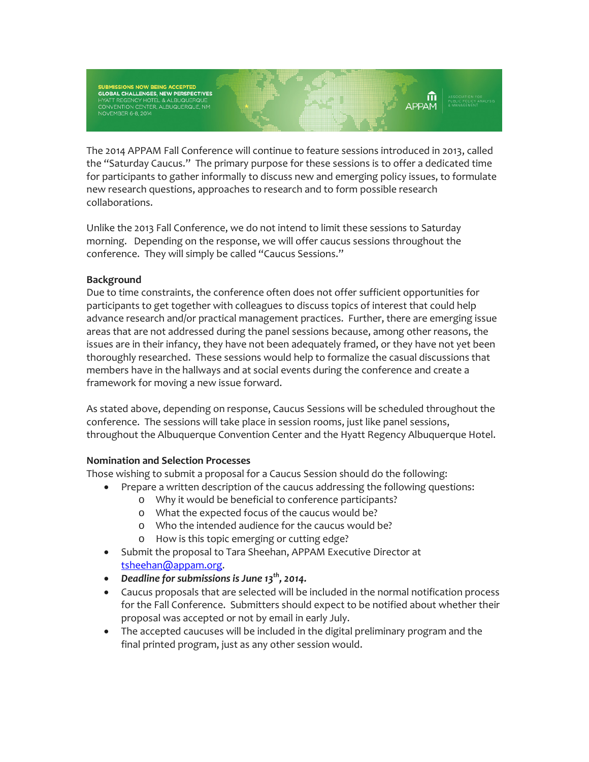SUBMISSIONS NOW BEING ACCEPTED
GLOBAL CHALLENGES, NEW PERSPECTIVES
HYATT REGENCY HOTEL & ALBUQUERQUE CONVENTION CENTER, ALBUQUERQUE, NM
NOVEMBER 6-8, 2014

APPAM ASSOCIATION FOR PUBLIC POLICY ANALYSIS & MANAGEMENT

The 2014 APPAM Fall Conference will continue to feature sessions introduced in 2013, called the "Saturday Caucus." The primary purpose for these sessions is to offer a dedicated time for participants to gather informally to discuss new and emerging policy issues, to formulate new research questions, approaches to research and to form possible research collaborations.

Unlike the 2013 Fall Conference, we do not intend to limit these sessions to Saturday morning. Depending on the response, we will offer caucus sessions throughout the conference. They will simply be called "Caucus Sessions."

**Background**

Due to time constraints, the conference often does not offer sufficient opportunities for participants to get together with colleagues to discuss topics of interest that could help advance research and/or practical management practices. Further, there are emerging issue areas that are not addressed during the panel sessions because, among other reasons, the issues are in their infancy, they have not been adequately framed, or they have not been thoroughly researched. These sessions would help to formalize the casual discussions that members have in the hallways and at social events during the conference and create a framework for moving a new issue forward.

As stated above, depending on response, Caucus Sessions will be scheduled throughout the conference. The sessions will take place in session rooms, just like panel sessions, throughout the Albuquerque Convention Center and the Hyatt Regency Albuquerque Hotel.

**Nomination and Selection Processes**

Those wishing to submit a proposal for a Caucus Session should do the following:

- Prepare a written description of the caucus addressing the following questions:
  - Why it would be beneficial to conference participants?
  - What the expected focus of the caucus would be?
  - Who the intended audience for the caucus would be?
  - How is this topic emerging or cutting edge?
- Submit the proposal to Tara Sheehan, APPAM Executive Director at tsheehan@appam.org.
- ***Deadline for submissions is June 13th, 2014.***
- Caucus proposals that are selected will be included in the normal notification process for the Fall Conference. Submitters should expect to be notified about whether their proposal was accepted or not by email in early July.
- The accepted caucuses will be included in the digital preliminary program and the final printed program, just as any other session would.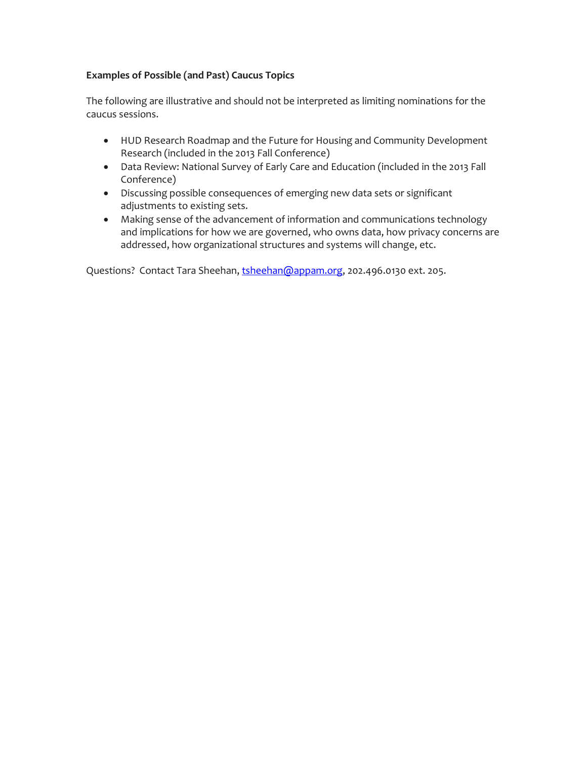**Examples of Possible (and Past) Caucus Topics**

The following are illustrative and should not be interpreted as limiting nominations for the caucus sessions.

- HUD Research Roadmap and the Future for Housing and Community Development Research (included in the 2013 Fall Conference)
- Data Review: National Survey of Early Care and Education (included in the 2013 Fall Conference)
- Discussing possible consequences of emerging new data sets or significant adjustments to existing sets.
- Making sense of the advancement of information and communications technology and implications for how we are governed, who owns data, how privacy concerns are addressed, how organizational structures and systems will change, etc.

Questions? Contact Tara Sheehan, tsheehan@appam.org, 202.496.0130 ext. 205.